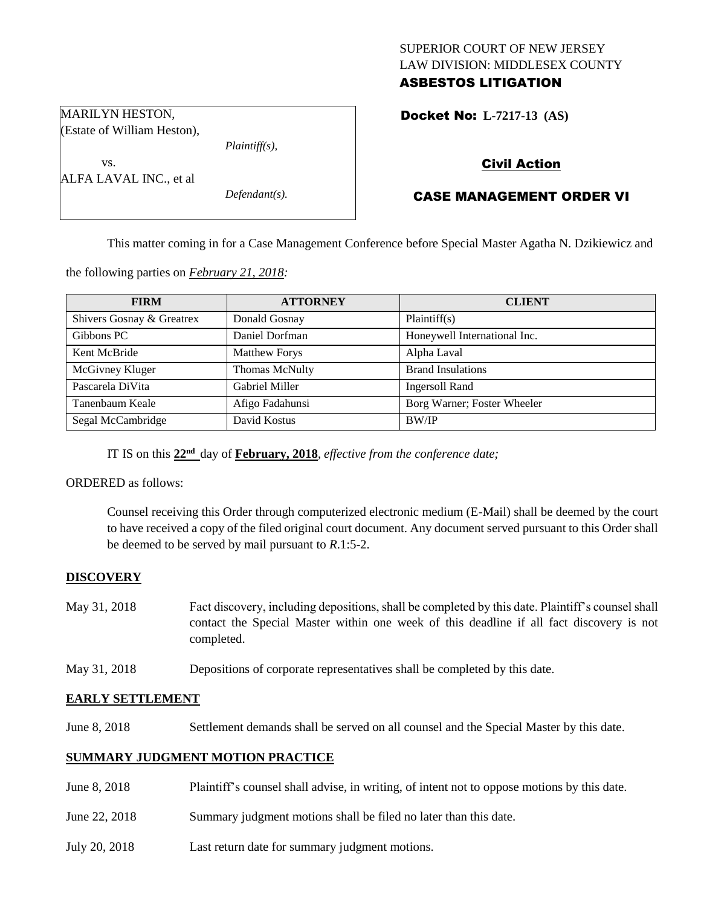SUPERIOR COURT OF NEW JERSEY
LAW DIVISION: MIDDLESEX COUNTY
**ASBESTOS LITIGATION**

MARILYN HESTON,
(Estate of William Heston),
*Plaintiff(s),*
vs.
ALFA LAVAL INC., et al
*Defendant(s).*

**Docket No: L-7217-13 (AS)**

## Civil Action

## CASE MANAGEMENT ORDER VI

This matter coming in for a Case Management Conference before Special Master Agatha N. Dzikiewicz and the following parties on *February 21, 2018:*

| FIRM | ATTORNEY | CLIENT |
|---|---|---|
| Shivers Gosnay & Greatrex | Donald Gosnay | Plaintiff(s) |
| Gibbons PC | Daniel Dorfman | Honeywell International Inc. |
| Kent McBride | Matthew Forys | Alpha Laval |
| McGivney Kluger | Thomas McNulty | Brand Insulations |
| Pascarela DiVita | Gabriel Miller | Ingersoll Rand |
| Tanenbaum Keale | Afigo Fadahunsi | Borg Warner; Foster Wheeler |
| Segal McCambridge | David Kostus | BW/IP |

IT IS on this **22nd** day of **February, 2018**, *effective from the conference date;*

ORDERED as follows:

Counsel receiving this Order through computerized electronic medium (E-Mail) shall be deemed by the court to have received a copy of the filed original court document. Any document served pursuant to this Order shall be deemed to be served by mail pursuant to *R*.1:5-2.

**DISCOVERY**

May 31, 2018 Fact discovery, including depositions, shall be completed by this date. Plaintiff's counsel shall contact the Special Master within one week of this deadline if all fact discovery is not completed.

May 31, 2018 Depositions of corporate representatives shall be completed by this date.

**EARLY SETTLEMENT**

June 8, 2018 Settlement demands shall be served on all counsel and the Special Master by this date.

**SUMMARY JUDGMENT MOTION PRACTICE**

June 8, 2018 Plaintiff's counsel shall advise, in writing, of intent not to oppose motions by this date.

June 22, 2018 Summary judgment motions shall be filed no later than this date.

July 20, 2018 Last return date for summary judgment motions.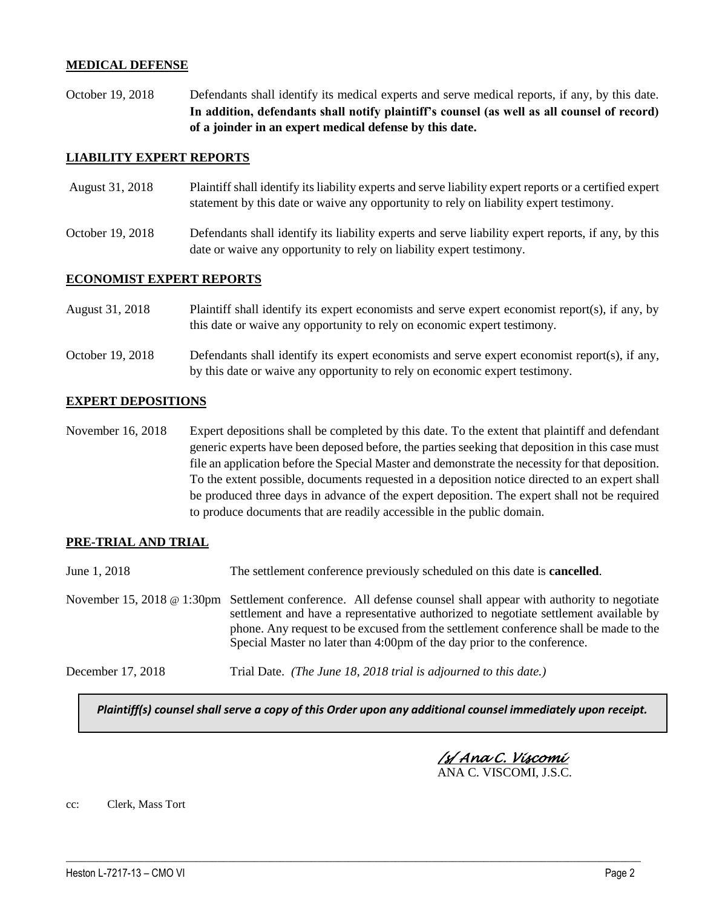**MEDICAL DEFENSE**

| | |
|---|---|
| October 19, 2018 | Defendants shall identify its medical experts and serve medical reports, if any, by this date. **In addition, defendants shall notify plaintiff's counsel (as well as all counsel of record) of a joinder in an expert medical defense by this date.** |

**LIABILITY EXPERT REPORTS**

| | |
|---|---|
| August 31, 2018 | Plaintiff shall identify its liability experts and serve liability expert reports or a certified expert statement by this date or waive any opportunity to rely on liability expert testimony. |
| October 19, 2018 | Defendants shall identify its liability experts and serve liability expert reports, if any, by this date or waive any opportunity to rely on liability expert testimony. |

**ECONOMIST EXPERT REPORTS**

| | |
|---|---|
| August 31, 2018 | Plaintiff shall identify its expert economists and serve expert economist report(s), if any, by this date or waive any opportunity to rely on economic expert testimony. |
| October 19, 2018 | Defendants shall identify its expert economists and serve expert economist report(s), if any, by this date or waive any opportunity to rely on economic expert testimony. |

**EXPERT DEPOSITIONS**

| | |
|---|---|
| November 16, 2018 | Expert depositions shall be completed by this date. To the extent that plaintiff and defendant generic experts have been deposed before, the parties seeking that deposition in this case must file an application before the Special Master and demonstrate the necessity for that deposition. To the extent possible, documents requested in a deposition notice directed to an expert shall be produced three days in advance of the expert deposition. The expert shall not be required to produce documents that are readily accessible in the public domain. |

**PRE-TRIAL AND TRIAL**

| | |
|---|---|
| June 1, 2018 | The settlement conference previously scheduled on this date is **cancelled**. |
| November 15, 2018 @ 1:30pm | Settlement conference. All defense counsel shall appear with authority to negotiate settlement and have a representative authorized to negotiate settlement available by phone. Any request to be excused from the settlement conference shall be made to the Special Master no later than 4:00pm of the day prior to the conference. |
| December 17, 2018 | Trial Date. *(The June 18, 2018 trial is adjourned to this date.)* |

***Plaintiff(s) counsel shall serve a copy of this Order upon any additional counsel immediately upon receipt.***

*/s/ Ana C. Viscomi*
ANA C. VISCOMI, J.S.C.

cc: Clerk, Mass Tort

Heston L-7217-13 – CMO VI